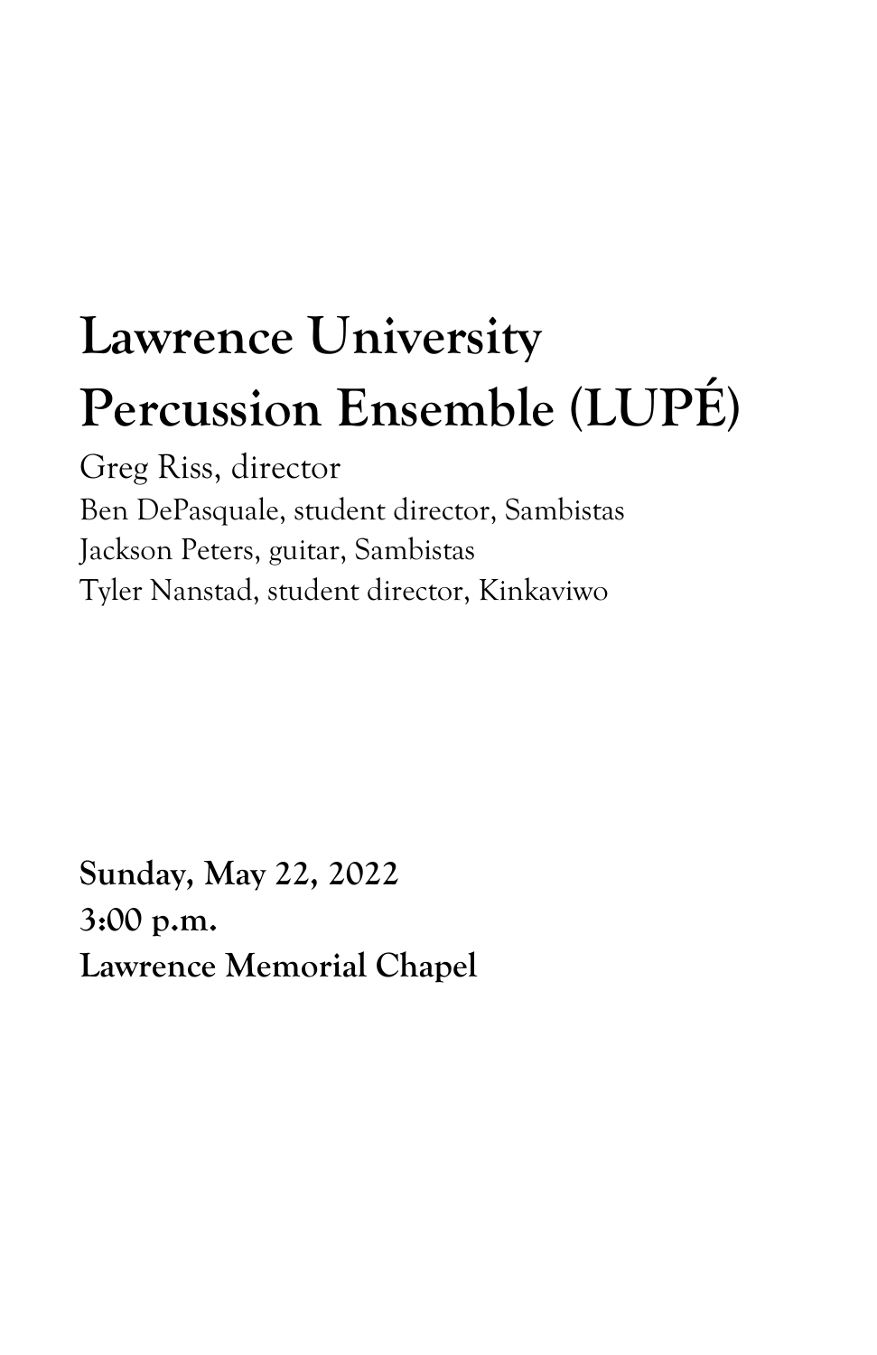# Lawrence University Percussion Ensemble (LUPÉ)

Greg Riss, director

Ben DePasquale, student director, Sambistas

Jackson Peters, guitar, Sambistas

Tyler Nanstad, student director, Kinkaviwo

**Sunday, May 22, 2022**

**3:00 p.m.**

**Lawrence Memorial Chapel**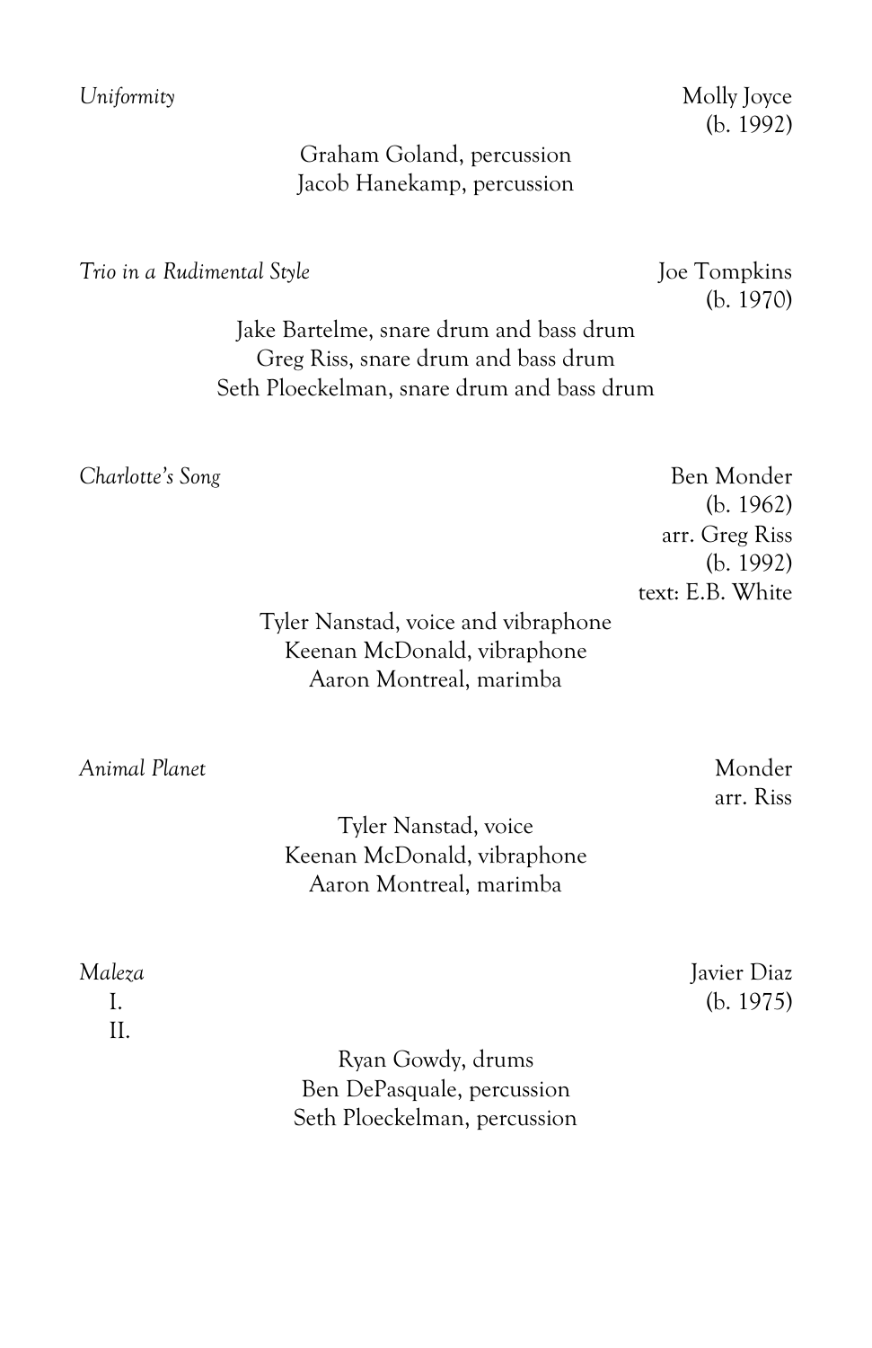*Uniformity* — Molly Joyce (b. 1992)

Graham Goland, percussion
Jacob Hanekamp, percussion

*Trio in a Rudimental Style* — Joe Tompkins (b. 1970)

Jake Bartelme, snare drum and bass drum
Greg Riss, snare drum and bass drum
Seth Ploeckelman, snare drum and bass drum

*Charlotte's Song* — Ben Monder (b. 1962)
arr. Greg Riss (b. 1992)
text: E.B. White

Tyler Nanstad, voice and vibraphone
Keenan McDonald, vibraphone
Aaron Montreal, marimba

*Animal Planet* — Monder
arr. Riss

Tyler Nanstad, voice
Keenan McDonald, vibraphone
Aaron Montreal, marimba

*Maleza* — Javier Diaz (b. 1975)

I.
II.

Ryan Gowdy, drums
Ben DePasquale, percussion
Seth Ploeckelman, percussion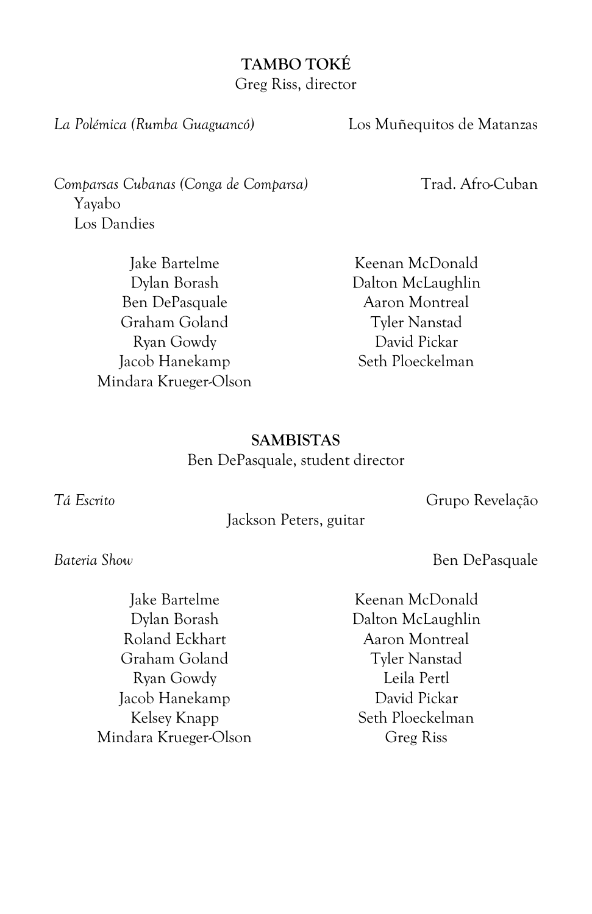**TAMBO TOKÉ**
Greg Riss, director

*La Polémica (Rumba Guaguancó)* — Los Muñequitos de Matanzas

*Comparsas Cubanas (Conga de Comparsa)* — Trad. Afro-Cuban
- Yayabo
- Los Dandies

Jake Bartelme
Dylan Borash
Ben DePasquale
Graham Goland
Ryan Gowdy
Jacob Hanekamp
Mindara Krueger-Olson
Keenan McDonald
Dalton McLaughlin
Aaron Montreal
Tyler Nanstad
David Pickar
Seth Ploeckelman

**SAMBISTAS**
Ben DePasquale, student director

*Tá Escrito* — Grupo Revelação
Jackson Peters, guitar

*Bateria Show* — Ben DePasquale

Jake Bartelme
Dylan Borash
Roland Eckhart
Graham Goland
Ryan Gowdy
Jacob Hanekamp
Kelsey Knapp
Mindara Krueger-Olson
Keenan McDonald
Dalton McLaughlin
Aaron Montreal
Tyler Nanstad
Leila Pertl
David Pickar
Seth Ploeckelman
Greg Riss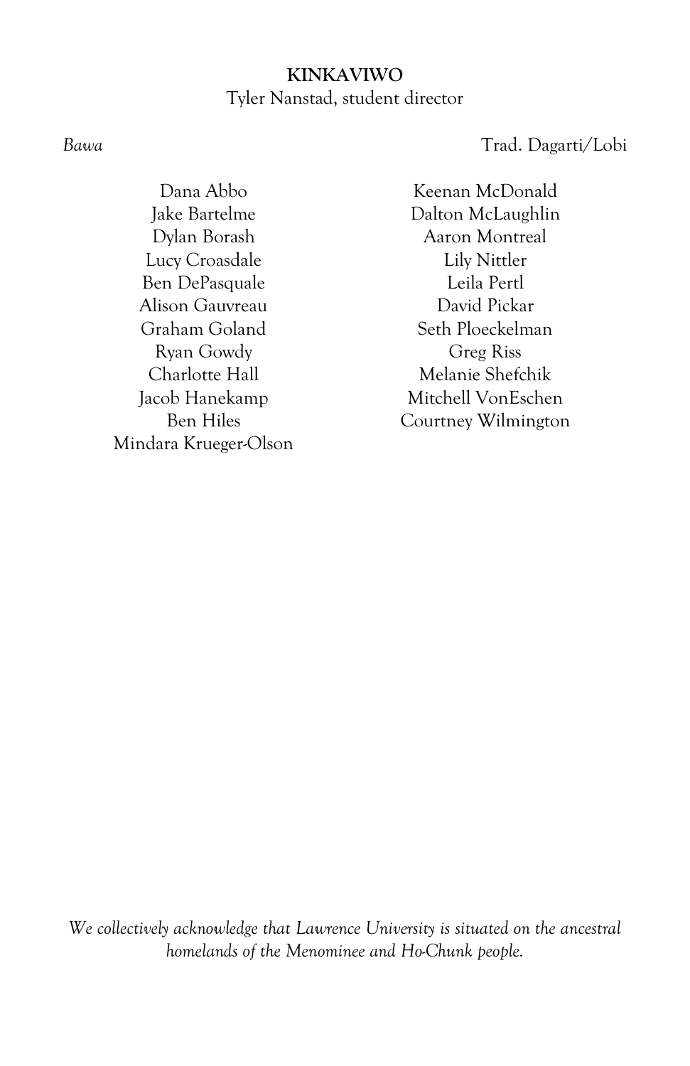**KINKAVIWO**

Tyler Nanstad, student director

*Bawa* Trad. Dagarti/Lobi

Dana Abbo
Jake Bartelme
Dylan Borash
Lucy Croasdale
Ben DePasquale
Alison Gauvreau
Graham Goland
Ryan Gowdy
Charlotte Hall
Jacob Hanekamp
Ben Hiles
Mindara Krueger-Olson
Keenan McDonald
Dalton McLaughlin
Aaron Montreal
Lily Nittler
Leila Pertl
David Pickar
Seth Ploeckelman
Greg Riss
Melanie Shefchik
Mitchell VonEschen
Courtney Wilmington

*We collectively acknowledge that Lawrence University is situated on the ancestral homelands of the Menominee and Ho-Chunk people.*